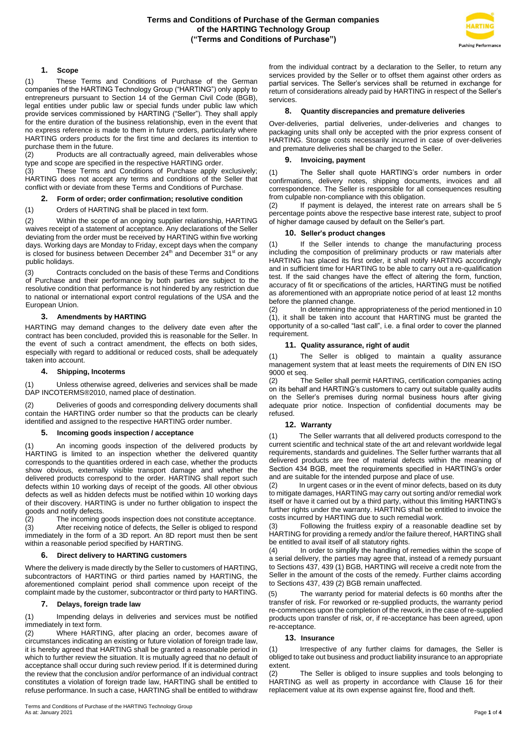# Terms and Conditions of Purchase of the German companies of the HARTING Technology Group ("Terms and Conditions of Purchase")

## 1. Scope

(1) These Terms and Conditions of Purchase of the German companies of the HARTING Technology Group ("HARTING") only apply to entrepreneurs pursuant to Section 14 of the German Civil Code (BGB), legal entities under public law or special funds under public law which provide services commissioned by HARTING ("Seller"). They shall apply for the entire duration of the business relationship, even in the event that no express reference is made to them in future orders, particularly where HARTING orders products for the first time and declares its intention to purchase them in the future.

(2) Products are all contractually agreed, main deliverables whose type and scope are specified in the respective HARTING order.

(3) These Terms and Conditions of Purchase apply exclusively; HARTING does not accept any terms and conditions of the Seller that conflict with or deviate from these Terms and Conditions of Purchase.

## 2. Form of order; order confirmation; resolutive condition

(1) Orders of HARTING shall be placed in text form.

(2) Within the scope of an ongoing supplier relationship, HARTING waives receipt of a statement of acceptance. Any declarations of the Seller deviating from the order must be received by HARTING within five working days. Working days are Monday to Friday, except days when the company is closed for business between December 24th and December 31st or any public holidays.

(3) Contracts concluded on the basis of these Terms and Conditions of Purchase and their performance by both parties are subject to the resolutive condition that performance is not hindered by any restriction due to national or international export control regulations of the USA and the European Union.

## 3. Amendments by HARTING

HARTING may demand changes to the delivery date even after the contract has been concluded, provided this is reasonable for the Seller. In the event of such a contract amendment, the effects on both sides, especially with regard to additional or reduced costs, shall be adequately taken into account.

## 4. Shipping, Incoterms

(1) Unless otherwise agreed, deliveries and services shall be made DAP INCOTERMS®2010, named place of destination.

(2) Deliveries of goods and corresponding delivery documents shall contain the HARTING order number so that the products can be clearly identified and assigned to the respective HARTING order number.

## 5. Incoming goods inspection / acceptance

(1) An incoming goods inspection of the delivered products by HARTING is limited to an inspection whether the delivered quantity corresponds to the quantities ordered in each case, whether the products show obvious, externally visible transport damage and whether the delivered products correspond to the order. HARTING shall report such defects within 10 working days of receipt of the goods. All other obvious defects as well as hidden defects must be notified within 10 working days of their discovery. HARTING is under no further obligation to inspect the goods and notify defects.

(2) The incoming goods inspection does not constitute acceptance.

(3) After receiving notice of defects, the Seller is obliged to respond immediately in the form of a 3D report. An 8D report must then be sent within a reasonable period specified by HARTING.

## 6. Direct delivery to HARTING customers

Where the delivery is made directly by the Seller to customers of HARTING, subcontractors of HARTING or third parties named by HARTING, the aforementioned complaint period shall commence upon receipt of the complaint made by the customer, subcontractor or third party to HARTING.

## 7. Delays, foreign trade law

(1) Impending delays in deliveries and services must be notified immediately in text form.

(2) Where HARTING, after placing an order, becomes aware of circumstances indicating an existing or future violation of foreign trade law, it is hereby agreed that HARTING shall be granted a reasonable period in which to further review the situation. It is mutually agreed that no default of acceptance shall occur during such review period. If it is determined during the review that the conclusion and/or performance of an individual contract constitutes a violation of foreign trade law, HARTING shall be entitled to refuse performance. In such a case, HARTING shall be entitled to withdraw from the individual contract by a declaration to the Seller, to return any services provided by the Seller or to offset them against other orders as partial services. The Seller's services shall be returned in exchange for return of considerations already paid by HARTING in respect of the Seller's services.

## 8. Quantity discrepancies and premature deliveries

Over-deliveries, partial deliveries, under-deliveries and changes to packaging units shall only be accepted with the prior express consent of HARTING. Storage costs necessarily incurred in case of over-deliveries and premature deliveries shall be charged to the Seller.

## 9. Invoicing, payment

(1) The Seller shall quote HARTING's order numbers in order confirmations, delivery notes, shipping documents, invoices and all correspondence. The Seller is responsible for all consequences resulting from culpable non-compliance with this obligation.

(2) If payment is delayed, the interest rate on arrears shall be 5 percentage points above the respective base interest rate, subject to proof of higher damage caused by default on the Seller's part.

## 10. Seller's product changes

(1) If the Seller intends to change the manufacturing process including the composition of preliminary products or raw materials after HARTING has placed its first order, it shall notify HARTING accordingly and in sufficient time for HARTING to be able to carry out a re-qualification test. If the said changes have the effect of altering the form, function, accuracy of fit or specifications of the articles, HARTING must be notified as aforementioned with an appropriate notice period of at least 12 months before the planned change.

(2) In determining the appropriateness of the period mentioned in 10 (1), it shall be taken into account that HARTING must be granted the opportunity of a so-called "last call", i.e. a final order to cover the planned requirement.

## 11. Quality assurance, right of audit

(1) The Seller is obliged to maintain a quality assurance management system that at least meets the requirements of DIN EN ISO 9000 et seq.

(2) The Seller shall permit HARTING, certification companies acting on its behalf and HARTING's customers to carry out suitable quality audits on the Seller's premises during normal business hours after giving adequate prior notice. Inspection of confidential documents may be refused.

## 12. Warranty

(1) The Seller warrants that all delivered products correspond to the current scientific and technical state of the art and relevant worldwide legal requirements, standards and guidelines. The Seller further warrants that all delivered products are free of material defects within the meaning of Section 434 BGB, meet the requirements specified in HARTING's order and are suitable for the intended purpose and place of use.

(2) In urgent cases or in the event of minor defects, based on its duty to mitigate damages, HARTING may carry out sorting and/or remedial work itself or have it carried out by a third party, without this limiting HARTING's further rights under the warranty. HARTING shall be entitled to invoice the costs incurred by HARTING due to such remedial work.

(3) Following the fruitless expiry of a reasonable deadline set by HARTING for providing a remedy and/or the failure thereof, HARTING shall be entitled to avail itself of all statutory rights.

(4) In order to simplify the handling of remedies within the scope of a serial delivery, the parties may agree that, instead of a remedy pursuant to Sections 437, 439 (1) BGB, HARTING will receive a credit note from the Seller in the amount of the costs of the remedy. Further claims according to Sections 437, 439 (2) BGB remain unaffected.

(5) The warranty period for material defects is 60 months after the transfer of risk. For reworked or re-supplied products, the warranty period re-commences upon the completion of the rework, in the case of re-supplied products upon transfer of risk, or, if re-acceptance has been agreed, upon re-acceptance.

## 13. Insurance

(1) Irrespective of any further claims for damages, the Seller is obliged to take out business and product liability insurance to an appropriate extent.

(2) The Seller is obliged to insure supplies and tools belonging to HARTING as well as property in accordance with Clause 16 for their replacement value at its own expense against fire, flood and theft.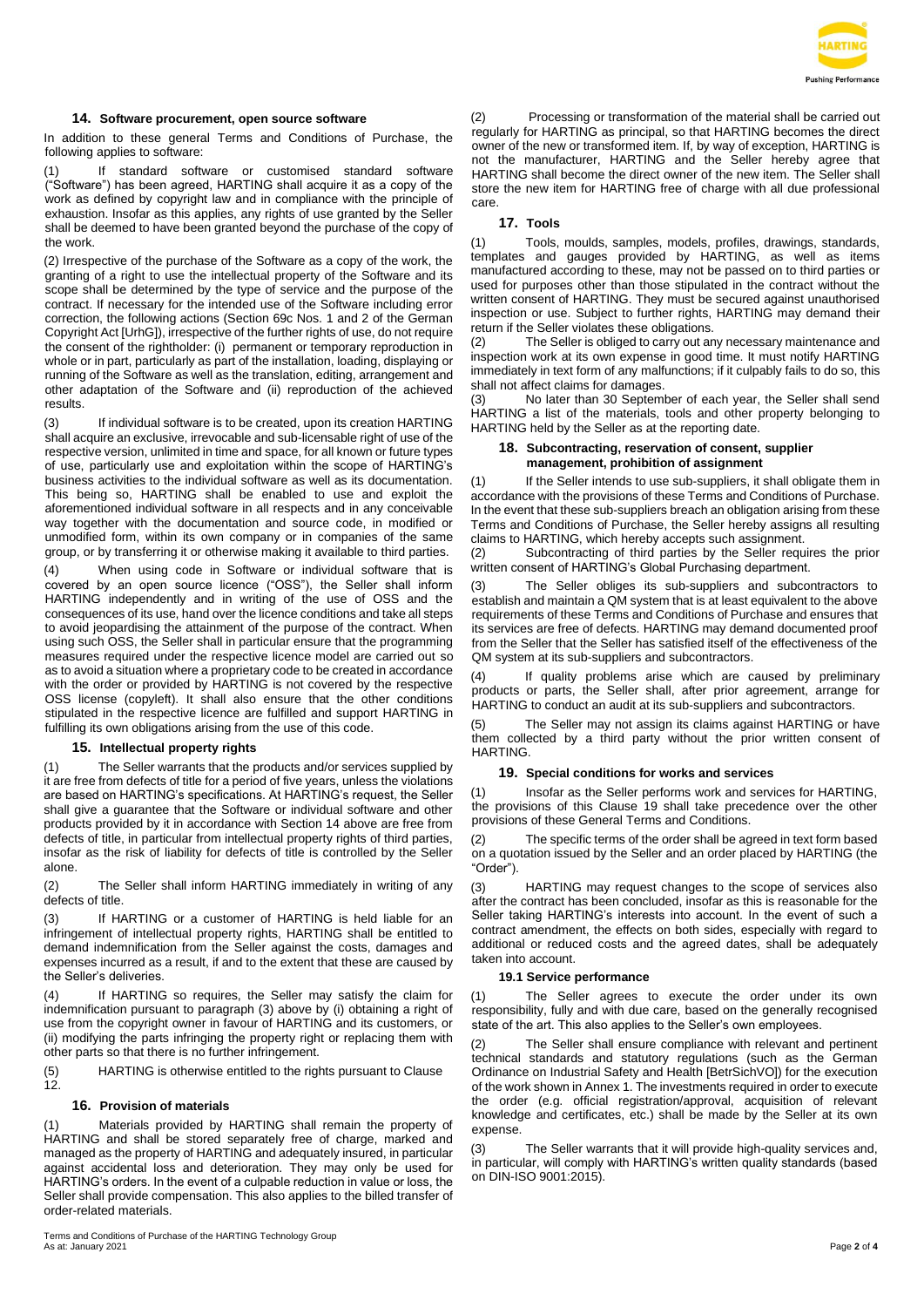## 14. Software procurement, open source software

In addition to these general Terms and Conditions of Purchase, the following applies to software:

(1) If standard software or customised standard software ("Software") has been agreed, HARTING shall acquire it as a copy of the work as defined by copyright law and in compliance with the principle of exhaustion. Insofar as this applies, any rights of use granted by the Seller shall be deemed to have been granted beyond the purchase of the copy of the work.

(2) Irrespective of the purchase of the Software as a copy of the work, the granting of a right to use the intellectual property of the Software and its scope shall be determined by the type of service and the purpose of the contract. If necessary for the intended use of the Software including error correction, the following actions (Section 69c Nos. 1 and 2 of the German Copyright Act [UrhG]), irrespective of the further rights of use, do not require the consent of the rightholder: (i) permanent or temporary reproduction in whole or in part, particularly as part of the installation, loading, displaying or running of the Software as well as the translation, editing, arrangement and other adaptation of the Software and (ii) reproduction of the achieved results.

(3) If individual software is to be created, upon its creation HARTING shall acquire an exclusive, irrevocable and sub-licensable right of use of the respective version, unlimited in time and space, for all known or future types of use, particularly use and exploitation within the scope of HARTING's business activities to the individual software as well as its documentation. This being so, HARTING shall be enabled to use and exploit the aforementioned individual software in all respects and in any conceivable way together with the documentation and source code, in modified or unmodified form, within its own company or in companies of the same group, or by transferring it or otherwise making it available to third parties.

(4) When using code in Software or individual software that is covered by an open source licence ("OSS"), the Seller shall inform HARTING independently and in writing of the use of OSS and the consequences of its use, hand over the licence conditions and take all steps to avoid jeopardising the attainment of the purpose of the contract. When using such OSS, the Seller shall in particular ensure that the programming measures required under the respective licence model are carried out so as to avoid a situation where a proprietary code to be created in accordance with the order or provided by HARTING is not covered by the respective OSS license (copyleft). It shall also ensure that the other conditions stipulated in the respective licence are fulfilled and support HARTING in fulfilling its own obligations arising from the use of this code.

## 15. Intellectual property rights

(1) The Seller warrants that the products and/or services supplied by it are free from defects of title for a period of five years, unless the violations are based on HARTING's specifications. At HARTING's request, the Seller shall give a guarantee that the Software or individual software and other products provided by it in accordance with Section 14 above are free from defects of title, in particular from intellectual property rights of third parties, insofar as the risk of liability for defects of title is controlled by the Seller alone.

(2) The Seller shall inform HARTING immediately in writing of any defects of title.

(3) If HARTING or a customer of HARTING is held liable for an infringement of intellectual property rights, HARTING shall be entitled to demand indemnification from the Seller against the costs, damages and expenses incurred as a result, if and to the extent that these are caused by the Seller's deliveries.

(4) If HARTING so requires, the Seller may satisfy the claim for indemnification pursuant to paragraph (3) above by (i) obtaining a right of use from the copyright owner in favour of HARTING and its customers, or (ii) modifying the parts infringing the property right or replacing them with other parts so that there is no further infringement.

(5) HARTING is otherwise entitled to the rights pursuant to Clause 12.

## 16. Provision of materials

(1) Materials provided by HARTING shall remain the property of HARTING and shall be stored separately free of charge, marked and managed as the property of HARTING and adequately insured, in particular against accidental loss and deterioration. They may only be used for HARTING's orders. In the event of a culpable reduction in value or loss, the Seller shall provide compensation. This also applies to the billed transfer of order-related materials.

(2) Processing or transformation of the material shall be carried out regularly for HARTING as principal, so that HARTING becomes the direct owner of the new or transformed item. If, by way of exception, HARTING is not the manufacturer, HARTING and the Seller hereby agree that HARTING shall become the direct owner of the new item. The Seller shall store the new item for HARTING free of charge with all due professional care.

## 17. Tools

(1) Tools, moulds, samples, models, profiles, drawings, standards, templates and gauges provided by HARTING, as well as items manufactured according to these, may not be passed on to third parties or used for purposes other than those stipulated in the contract without the written consent of HARTING. They must be secured against unauthorised inspection or use. Subject to further rights, HARTING may demand their return if the Seller violates these obligations.

(2) The Seller is obliged to carry out any necessary maintenance and inspection work at its own expense in good time. It must notify HARTING immediately in text form of any malfunctions; if it culpably fails to do so, this shall not affect claims for damages.

(3) No later than 30 September of each year, the Seller shall send HARTING a list of the materials, tools and other property belonging to HARTING held by the Seller as at the reporting date.

## 18. Subcontracting, reservation of consent, supplier management, prohibition of assignment

(1) If the Seller intends to use sub-suppliers, it shall obligate them in accordance with the provisions of these Terms and Conditions of Purchase. In the event that these sub-suppliers breach an obligation arising from these Terms and Conditions of Purchase, the Seller hereby assigns all resulting claims to HARTING, which hereby accepts such assignment.

(2) Subcontracting of third parties by the Seller requires the prior written consent of HARTING's Global Purchasing department.

(3) The Seller obliges its sub-suppliers and subcontractors to establish and maintain a QM system that is at least equivalent to the above requirements of these Terms and Conditions of Purchase and ensures that its services are free of defects. HARTING may demand documented proof from the Seller that the Seller has satisfied itself of the effectiveness of the QM system at its sub-suppliers and subcontractors.

(4) If quality problems arise which are caused by preliminary products or parts, the Seller shall, after prior agreement, arrange for HARTING to conduct an audit at its sub-suppliers and subcontractors.

(5) The Seller may not assign its claims against HARTING or have them collected by a third party without the prior written consent of HARTING.

## 19. Special conditions for works and services

(1) Insofar as the Seller performs work and services for HARTING, the provisions of this Clause 19 shall take precedence over the other provisions of these General Terms and Conditions.

(2) The specific terms of the order shall be agreed in text form based on a quotation issued by the Seller and an order placed by HARTING (the "Order").

(3) HARTING may request changes to the scope of services also after the contract has been concluded, insofar as this is reasonable for the Seller taking HARTING's interests into account. In the event of such a contract amendment, the effects on both sides, especially with regard to additional or reduced costs and the agreed dates, shall be adequately taken into account.

### 19.1 Service performance

(1) The Seller agrees to execute the order under its own responsibility, fully and with due care, based on the generally recognised state of the art. This also applies to the Seller's own employees.

(2) The Seller shall ensure compliance with relevant and pertinent technical standards and statutory regulations (such as the German Ordinance on Industrial Safety and Health [BetrSichVO]) for the execution of the work shown in Annex 1. The investments required in order to execute the order (e.g. official registration/approval, acquisition of relevant knowledge and certificates, etc.) shall be made by the Seller at its own expense.

(3) The Seller warrants that it will provide high-quality services and, in particular, will comply with HARTING's written quality standards (based on DIN-ISO 9001:2015).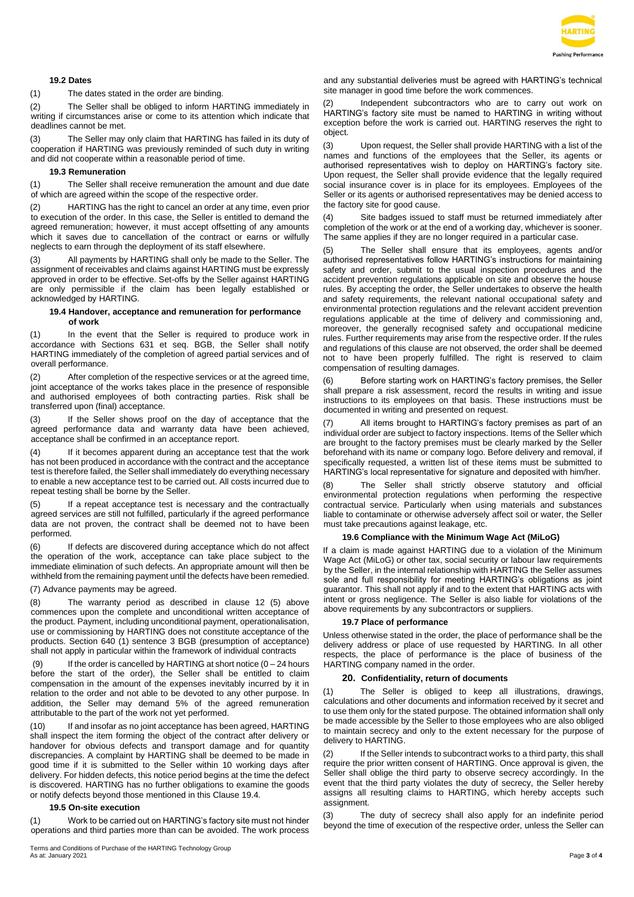### 19.2 Dates

(1) The dates stated in the order are binding.

(2) The Seller shall be obliged to inform HARTING immediately in writing if circumstances arise or come to its attention which indicate that deadlines cannot be met.

(3) The Seller may only claim that HARTING has failed in its duty of cooperation if HARTING was previously reminded of such duty in writing and did not cooperate within a reasonable period of time.

### 19.3 Remuneration

(1) The Seller shall receive remuneration the amount and due date of which are agreed within the scope of the respective order.

(2) HARTING has the right to cancel an order at any time, even prior to execution of the order. In this case, the Seller is entitled to demand the agreed remuneration; however, it must accept offsetting of any amounts which it saves due to cancellation of the contract or earns or wilfully neglects to earn through the deployment of its staff elsewhere.

(3) All payments by HARTING shall only be made to the Seller. The assignment of receivables and claims against HARTING must be expressly approved in order to be effective. Set-offs by the Seller against HARTING are only permissible if the claim has been legally established or acknowledged by HARTING.

### 19.4 Handover, acceptance and remuneration for performance of work

(1) In the event that the Seller is required to produce work in accordance with Sections 631 et seq. BGB, the Seller shall notify HARTING immediately of the completion of agreed partial services and of overall performance.

(2) After completion of the respective services or at the agreed time, joint acceptance of the works takes place in the presence of responsible and authorised employees of both contracting parties. Risk shall be transferred upon (final) acceptance.

(3) If the Seller shows proof on the day of acceptance that the agreed performance data and warranty data have been achieved, acceptance shall be confirmed in an acceptance report.

(4) If it becomes apparent during an acceptance test that the work has not been produced in accordance with the contract and the acceptance test is therefore failed, the Seller shall immediately do everything necessary to enable a new acceptance test to be carried out. All costs incurred due to repeat testing shall be borne by the Seller.

(5) If a repeat acceptance test is necessary and the contractually agreed services are still not fulfilled, particularly if the agreed performance data are not proven, the contract shall be deemed not to have been performed.

(6) If defects are discovered during acceptance which do not affect the operation of the work, acceptance can take place subject to the immediate elimination of such defects. An appropriate amount will then be withheld from the remaining payment until the defects have been remedied.

(7) Advance payments may be agreed.

(8) The warranty period as described in clause 12 (5) above commences upon the complete and unconditional written acceptance of the product. Payment, including unconditional payment, operationalisation, use or commissioning by HARTING does not constitute acceptance of the products. Section 640 (1) sentence 3 BGB (presumption of acceptance) shall not apply in particular within the framework of individual contracts

(9) If the order is cancelled by HARTING at short notice (0 – 24 hours before the start of the order), the Seller shall be entitled to claim compensation in the amount of the expenses inevitably incurred by it in relation to the order and not able to be devoted to any other purpose. In addition, the Seller may demand 5% of the agreed remuneration attributable to the part of the work not yet performed.

(10) If and insofar as no joint acceptance has been agreed, HARTING shall inspect the item forming the object of the contract after delivery or handover for obvious defects and transport damage and for quantity discrepancies. A complaint by HARTING shall be deemed to be made in good time if it is submitted to the Seller within 10 working days after delivery. For hidden defects, this notice period begins at the time the defect is discovered. HARTING has no further obligations to examine the goods or notify defects beyond those mentioned in this Clause 19.4.

### 19.5 On-site execution

(1) Work to be carried out on HARTING's factory site must not hinder operations and third parties more than can be avoided. The work process and any substantial deliveries must be agreed with HARTING's technical site manager in good time before the work commences.

(2) Independent subcontractors who are to carry out work on HARTING's factory site must be named to HARTING in writing without exception before the work is carried out. HARTING reserves the right to object.

(3) Upon request, the Seller shall provide HARTING with a list of the names and functions of the employees that the Seller, its agents or authorised representatives wish to deploy on HARTING's factory site. Upon request, the Seller shall provide evidence that the legally required social insurance cover is in place for its employees. Employees of the Seller or its agents or authorised representatives may be denied access to the factory site for good cause.

(4) Site badges issued to staff must be returned immediately after completion of the work or at the end of a working day, whichever is sooner. The same applies if they are no longer required in a particular case.

(5) The Seller shall ensure that its employees, agents and/or authorised representatives follow HARTING's instructions for maintaining safety and order, submit to the usual inspection procedures and the accident prevention regulations applicable on site and observe the house rules. By accepting the order, the Seller undertakes to observe the health and safety requirements, the relevant national occupational safety and environmental protection regulations and the relevant accident prevention regulations applicable at the time of delivery and commissioning and, moreover, the generally recognised safety and occupational medicine rules. Further requirements may arise from the respective order. If the rules and regulations of this clause are not observed, the order shall be deemed not to have been properly fulfilled. The right is reserved to claim compensation of resulting damages.

(6) Before starting work on HARTING's factory premises, the Seller shall prepare a risk assessment, record the results in writing and issue instructions to its employees on that basis. These instructions must be documented in writing and presented on request.

(7) All items brought to HARTING's factory premises as part of an individual order are subject to factory inspections. Items of the Seller which are brought to the factory premises must be clearly marked by the Seller beforehand with its name or company logo. Before delivery and removal, if specifically requested, a written list of these items must be submitted to HARTING's local representative for signature and deposited with him/her.

(8) The Seller shall strictly observe statutory and official environmental protection regulations when performing the respective contractual service. Particularly when using materials and substances liable to contaminate or otherwise adversely affect soil or water, the Seller must take precautions against leakage, etc.

### 19.6 Compliance with the Minimum Wage Act (MiLoG)

If a claim is made against HARTING due to a violation of the Minimum Wage Act (MiLoG) or other tax, social security or labour law requirements by the Seller, in the internal relationship with HARTING the Seller assumes sole and full responsibility for meeting HARTING's obligations as joint guarantor. This shall not apply if and to the extent that HARTING acts with intent or gross negligence. The Seller is also liable for violations of the above requirements by any subcontractors or suppliers.

### 19.7 Place of performance

Unless otherwise stated in the order, the place of performance shall be the delivery address or place of use requested by HARTING. In all other respects, the place of performance is the place of business of the HARTING company named in the order.

## 20. Confidentiality, return of documents

(1) The Seller is obliged to keep all illustrations, drawings, calculations and other documents and information received by it secret and to use them only for the stated purpose. The obtained information shall only be made accessible by the Seller to those employees who are also obliged to maintain secrecy and only to the extent necessary for the purpose of delivery to HARTING.

(2) If the Seller intends to subcontract works to a third party, this shall require the prior written consent of HARTING. Once approval is given, the Seller shall oblige the third party to observe secrecy accordingly. In the event that the third party violates the duty of secrecy, the Seller hereby assigns all resulting claims to HARTING, which hereby accepts such assignment.

(3) The duty of secrecy shall also apply for an indefinite period beyond the time of execution of the respective order, unless the Seller can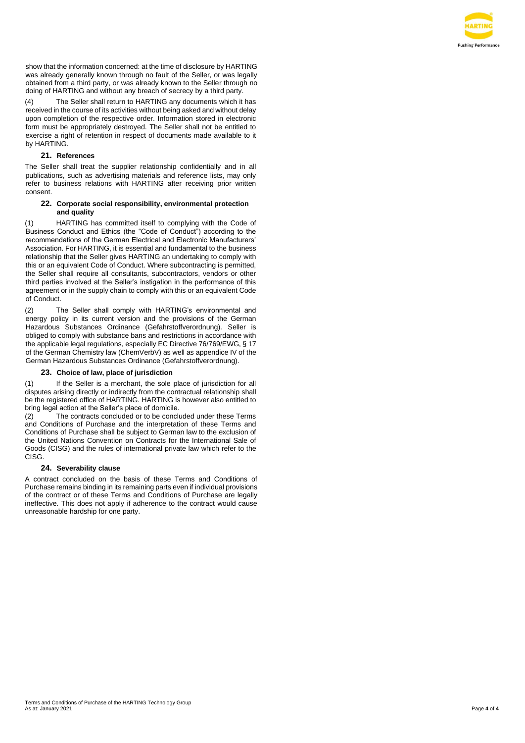show that the information concerned: at the time of disclosure by HARTING was already generally known through no fault of the Seller, or was legally obtained from a third party, or was already known to the Seller through no doing of HARTING and without any breach of secrecy by a third party.

(4) The Seller shall return to HARTING any documents which it has received in the course of its activities without being asked and without delay upon completion of the respective order. Information stored in electronic form must be appropriately destroyed. The Seller shall not be entitled to exercise a right of retention in respect of documents made available to it by HARTING.

## 21. References

The Seller shall treat the supplier relationship confidentially and in all publications, such as advertising materials and reference lists, may only refer to business relations with HARTING after receiving prior written consent.

## 22. Corporate social responsibility, environmental protection and quality

(1) HARTING has committed itself to complying with the Code of Business Conduct and Ethics (the "Code of Conduct") according to the recommendations of the German Electrical and Electronic Manufacturers' Association. For HARTING, it is essential and fundamental to the business relationship that the Seller gives HARTING an undertaking to comply with this or an equivalent Code of Conduct. Where subcontracting is permitted, the Seller shall require all consultants, subcontractors, vendors or other third parties involved at the Seller's instigation in the performance of this agreement or in the supply chain to comply with this or an equivalent Code of Conduct.

(2) The Seller shall comply with HARTING's environmental and energy policy in its current version and the provisions of the German Hazardous Substances Ordinance (Gefahrstoffverordnung). Seller is obliged to comply with substance bans and restrictions in accordance with the applicable legal regulations, especially EC Directive 76/769/EWG, § 17 of the German Chemistry law (ChemVerbV) as well as appendice IV of the German Hazardous Substances Ordinance (Gefahrstoffverordnung).

## 23. Choice of law, place of jurisdiction

(1) If the Seller is a merchant, the sole place of jurisdiction for all disputes arising directly or indirectly from the contractual relationship shall be the registered office of HARTING. HARTING is however also entitled to bring legal action at the Seller's place of domicile.

(2) The contracts concluded or to be concluded under these Terms and Conditions of Purchase and the interpretation of these Terms and Conditions of Purchase shall be subject to German law to the exclusion of the United Nations Convention on Contracts for the International Sale of Goods (CISG) and the rules of international private law which refer to the CISG.

## 24. Severability clause

A contract concluded on the basis of these Terms and Conditions of Purchase remains binding in its remaining parts even if individual provisions of the contract or of these Terms and Conditions of Purchase are legally ineffective. This does not apply if adherence to the contract would cause unreasonable hardship for one party.